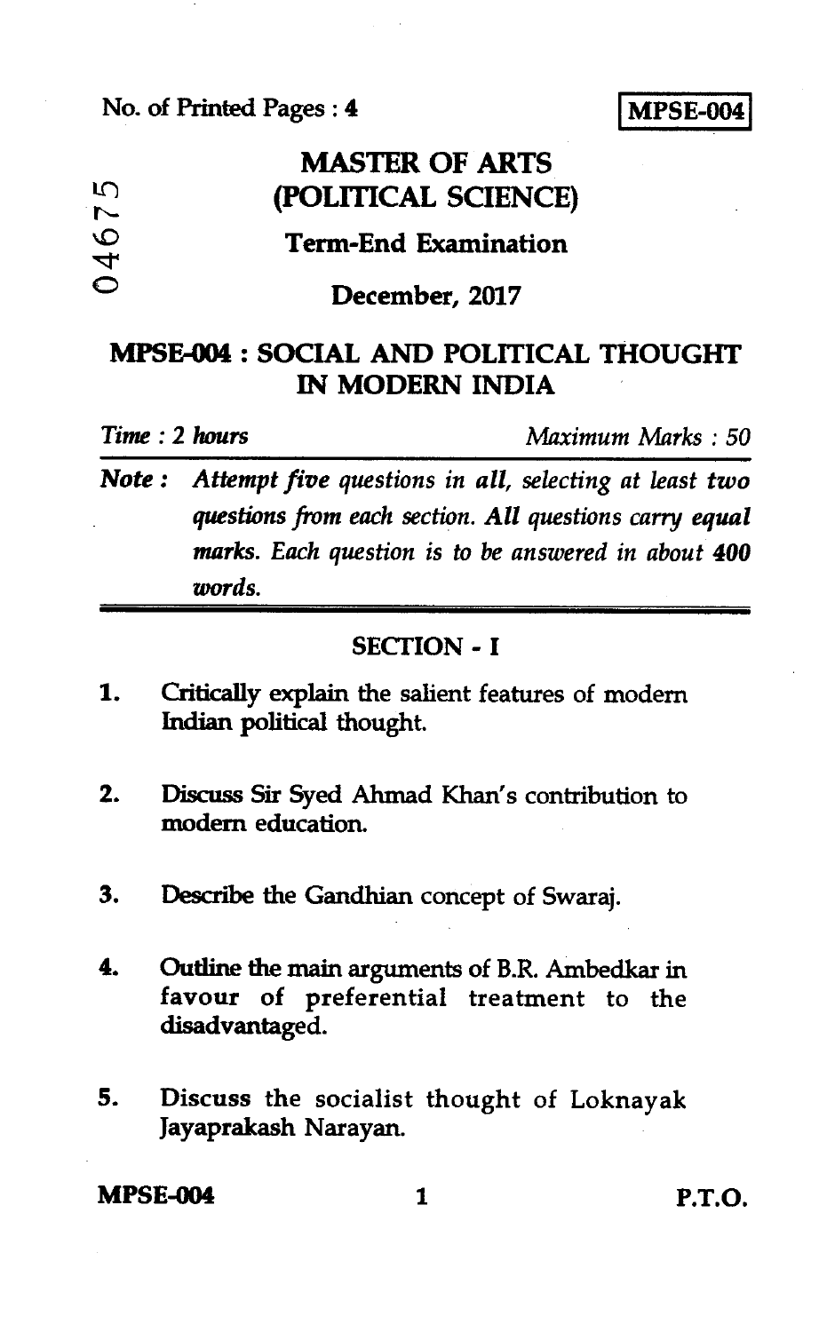No. of Printed Pages : 4

**MPSE-004**

04675

# MASTER OF ARTS (POLITICAL SCIENCE)

## Term-End Examination

## December, 2017

## MPSE-004 : SOCIAL AND POLITICAL THOUGHT IN MODERN INDIA

*Time : 2 hours* | *Maximum Marks : 50*

**Note :** *Attempt five questions in all, selecting at least two questions from each section. All questions carry equal marks. Each question is to be answered in about* **400** *words.*

### SECTION - I

1. Critically explain the salient features of modern Indian political thought.

2. Discuss Sir Syed Ahmad Khan's contribution to modern education.

3. Describe the Gandhian concept of Swaraj.

4. Outline the main arguments of B.R. Ambedkar in favour of preferential treatment to the disadvantaged.

5. Discuss the socialist thought of Loknayak Jayaprakash Narayan.

**MPSE-004** P.T.O.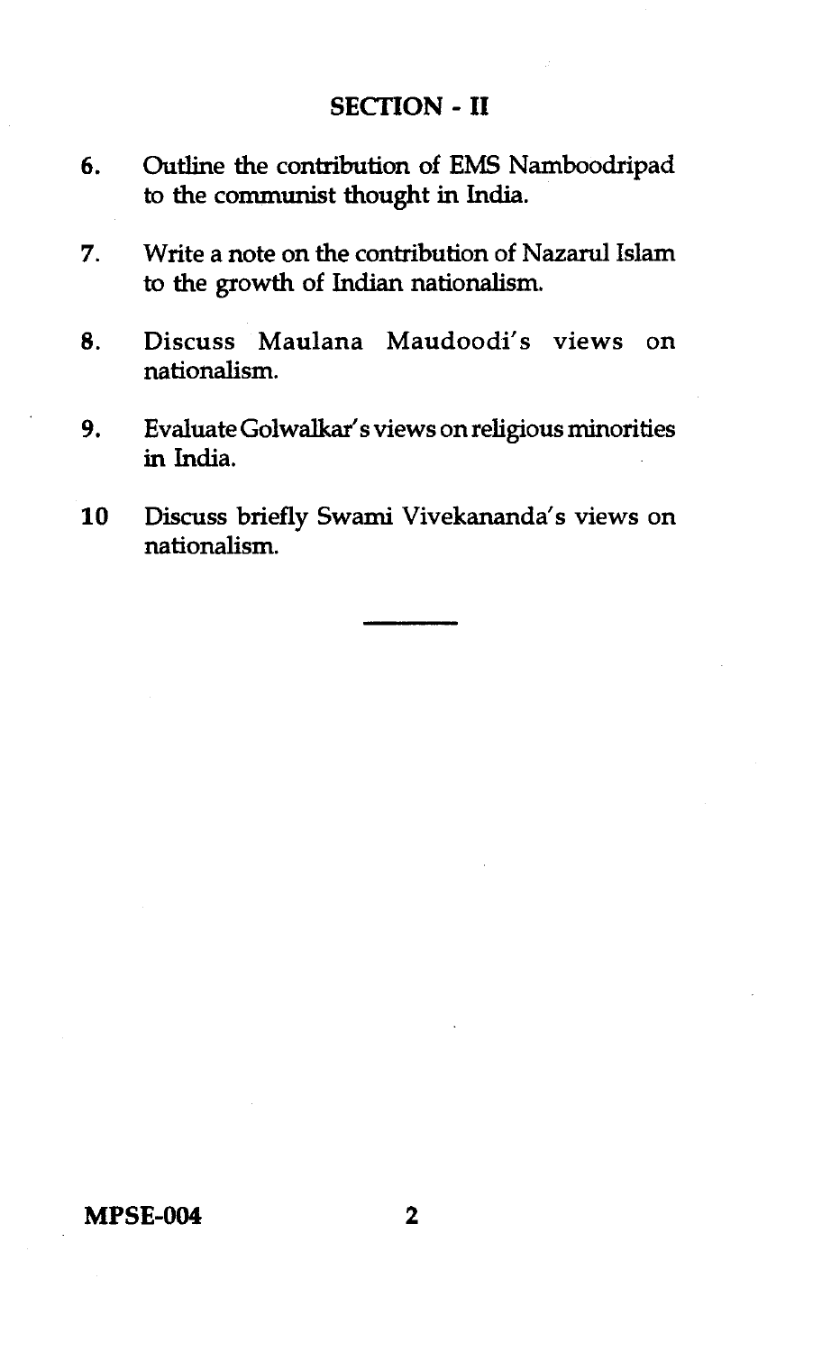## SECTION - II

6. Outline the contribution of EMS Namboodripad to the communist thought in India.

7. Write a note on the contribution of Nazarul Islam to the growth of Indian nationalism.

8. Discuss Maulana Maudoodi's views on nationalism.

9. Evaluate Golwalkar's views on religious minorities in India.

10 Discuss briefly Swami Vivekananda's views on nationalism.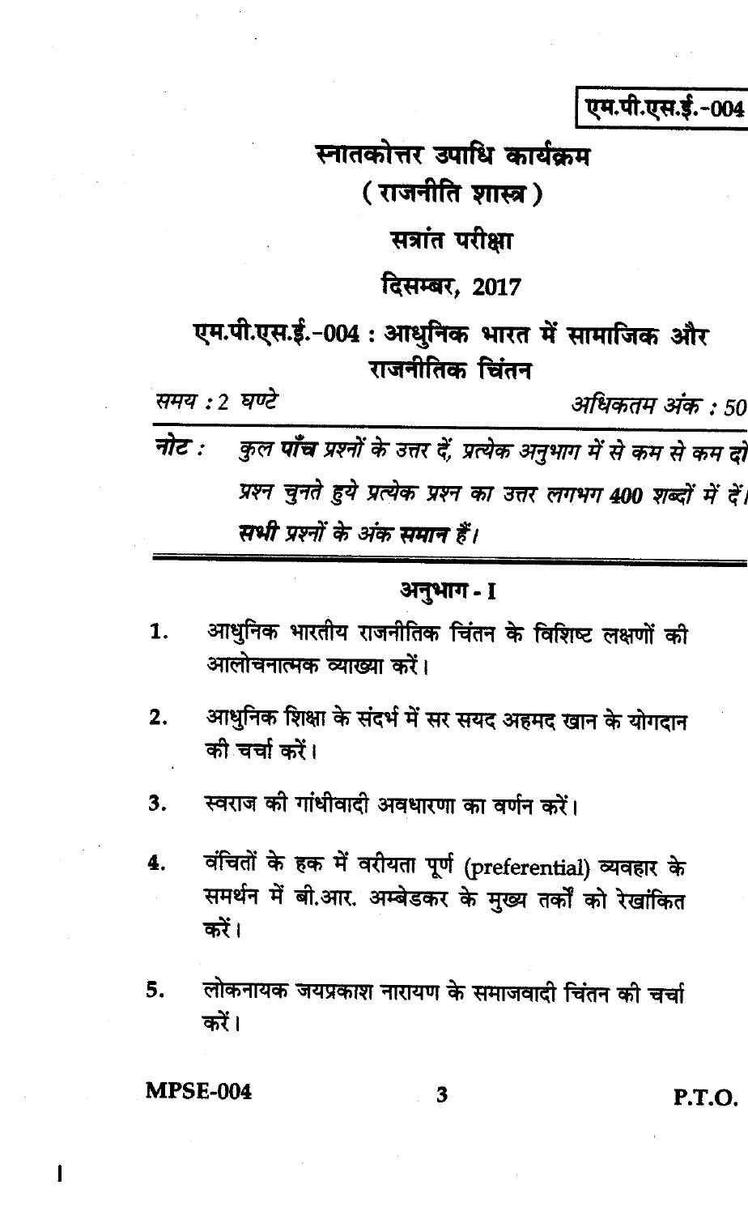एम.पी.एस.ई.-004

# स्नातकोत्तर उपाधि कार्यक्रम

## ( राजनीति शास्त्र )

## सत्रांत परीक्षा

## दिसम्बर, 2017

## एम.पी.एस.ई.-004 : आधुनिक भारत में सामाजिक और राजनीतिक चिंतन

*समय : 2 घण्टे* *अधिकतम अंक : 50*

***नोट :*** *कुल **पाँच** प्रश्नों के उत्तर दें, प्रत्येक अनुभाग में से कम से कम दो प्रश्न चुनते हुये प्रत्येक प्रश्न का उत्तर लगभग **400** शब्दों में दें। **सभी** प्रश्नों के अंक **समान** हैं।*

### अनुभाग - I

1. आधुनिक भारतीय राजनीतिक चिंतन के विशिष्ट लक्षणों की आलोचनात्मक व्याख्या करें।

2. आधुनिक शिक्षा के संदर्भ में सर सयद अहमद खान के योगदान की चर्चा करें।

3. स्वराज की गांधीवादी अवधारणा का वर्णन करें।

4. वंचितों के हक में वरीयता पूर्ण (preferential) व्यवहार के समर्थन में बी.आर. अम्बेडकर के मुख्य तर्कों को रेखांकित करें।

5. लोकनायक जयप्रकाश नारायण के समाजवादी चिंतन की चर्चा करें।

P.T.O.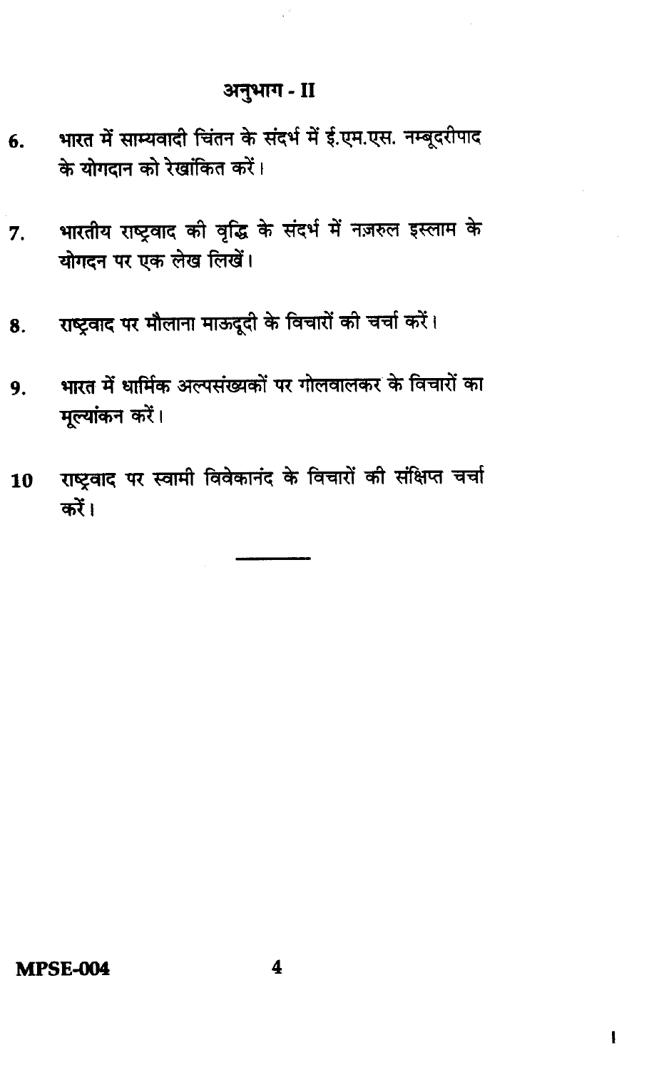## अनुभाग - II

6. भारत में साम्यवादी चिंतन के संदर्भ में ई.एम.एस. नम्बूदरीपाद के योगदान को रेखांकित करें।

7. भारतीय राष्ट्रवाद की वृद्धि के संदर्भ में नज़रुल इस्लाम के योगदन पर एक लेख लिखें।

8. राष्ट्रवाद पर मौलाना माऊदूदी के विचारों की चर्चा करें।

9. भारत में धार्मिक अल्पसंख्यकों पर गोलवालकर के विचारों का मूल्यांकन करें।

10 राष्ट्रवाद पर स्वामी विवेकानंद के विचारों की संक्षिप्त चर्चा करें।

---